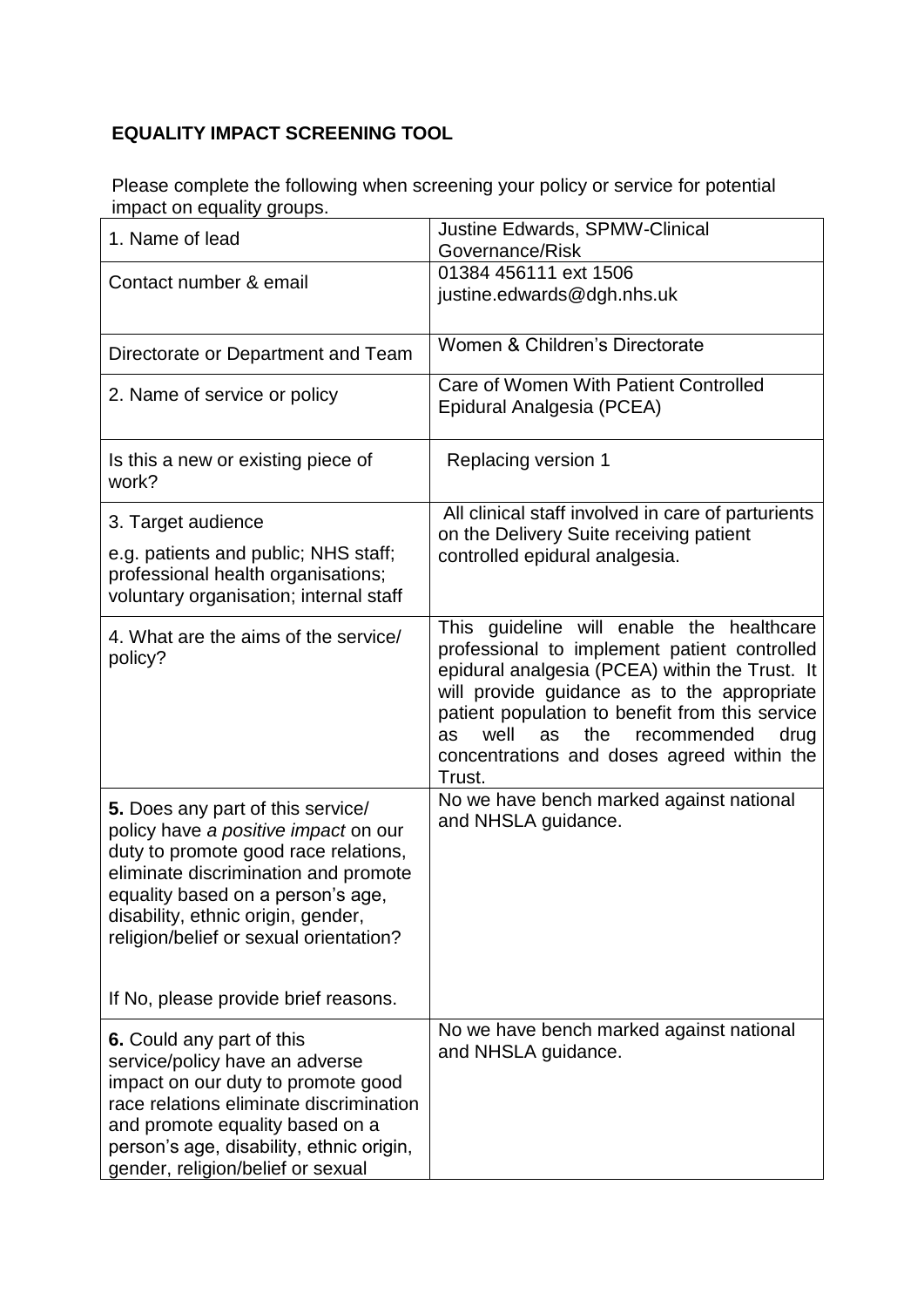**EQUALITY IMPACT SCREENING TOOL**

Please complete the following when screening your policy or service for potential impact on equality groups.

| | |
|---|---|
| 1. Name of lead | Justine Edwards, SPMW-Clinical Governance/Risk |
| Contact number & email | 01384 456111 ext 1506<br>justine.edwards@dgh.nhs.uk |
| Directorate or Department and Team | Women & Children's Directorate |
| 2. Name of service or policy | Care of Women With Patient Controlled Epidural Analgesia (PCEA) |
| Is this a new or existing piece of work? | Replacing version 1 |
| 3. Target audience<br>e.g. patients and public; NHS staff; professional health organisations; voluntary organisation; internal staff | All clinical staff involved in care of parturients on the Delivery Suite receiving patient controlled epidural analgesia. |
| 4. What are the aims of the service/ policy? | This guideline will enable the healthcare professional to implement patient controlled epidural analgesia (PCEA) within the Trust. It will provide guidance as to the appropriate patient population to benefit from this service as well as the recommended drug concentrations and doses agreed within the Trust. |
| **5.** Does any part of this service/ policy have *a positive impact* on our duty to promote good race relations, eliminate discrimination and promote equality based on a person's age, disability, ethnic origin, gender, religion/belief or sexual orientation?<br><br>If No, please provide brief reasons. | No we have bench marked against national and NHSLA guidance. |
| **6.** Could any part of this service/policy have an adverse impact on our duty to promote good race relations eliminate discrimination and promote equality based on a person's age, disability, ethnic origin, gender, religion/belief or sexual | No we have bench marked against national and NHSLA guidance. |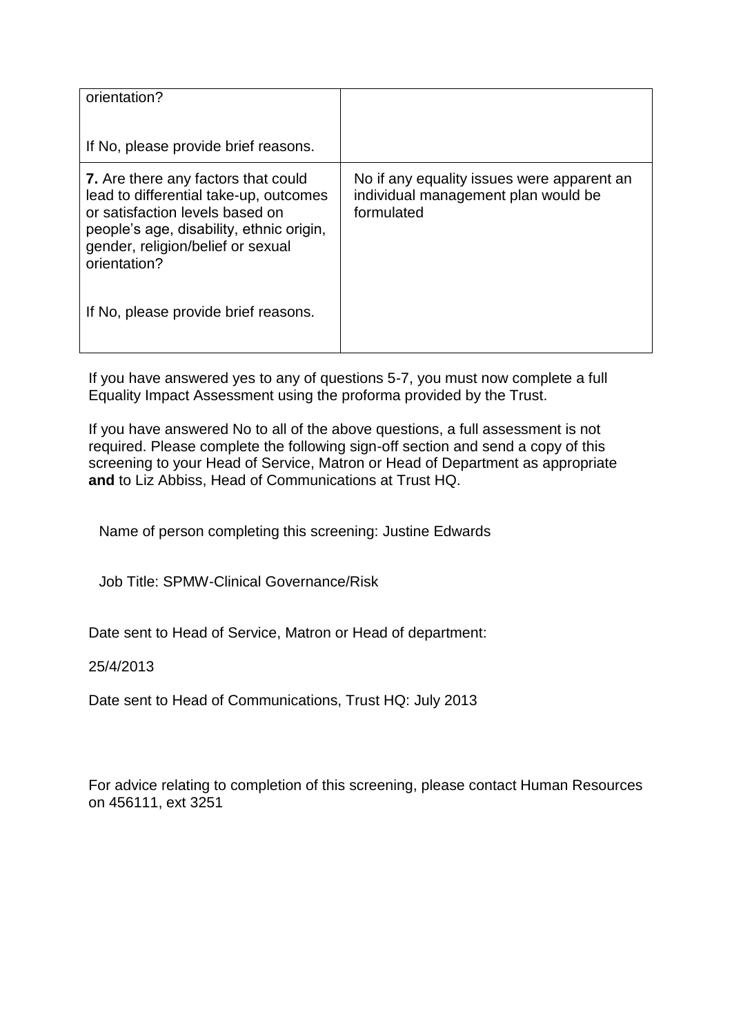| | |
|---|---|
| orientation?<br><br>If No, please provide brief reasons. | |
| **7.** Are there any factors that could lead to differential take-up, outcomes or satisfaction levels based on people's age, disability, ethnic origin, gender, religion/belief or sexual orientation?<br><br>If No, please provide brief reasons. | No if any equality issues were apparent an individual management plan would be formulated |

If you have answered yes to any of questions 5-7, you must now complete a full Equality Impact Assessment using the proforma provided by the Trust.

If you have answered No to all of the above questions, a full assessment is not required. Please complete the following sign-off section and send a copy of this screening to your Head of Service, Matron or Head of Department as appropriate **and** to Liz Abbiss, Head of Communications at Trust HQ.

Name of person completing this screening: Justine Edwards

Job Title: SPMW-Clinical Governance/Risk

Date sent to Head of Service, Matron or Head of department:

25/4/2013

Date sent to Head of Communications, Trust HQ: July 2013

For advice relating to completion of this screening, please contact Human Resources on 456111, ext 3251